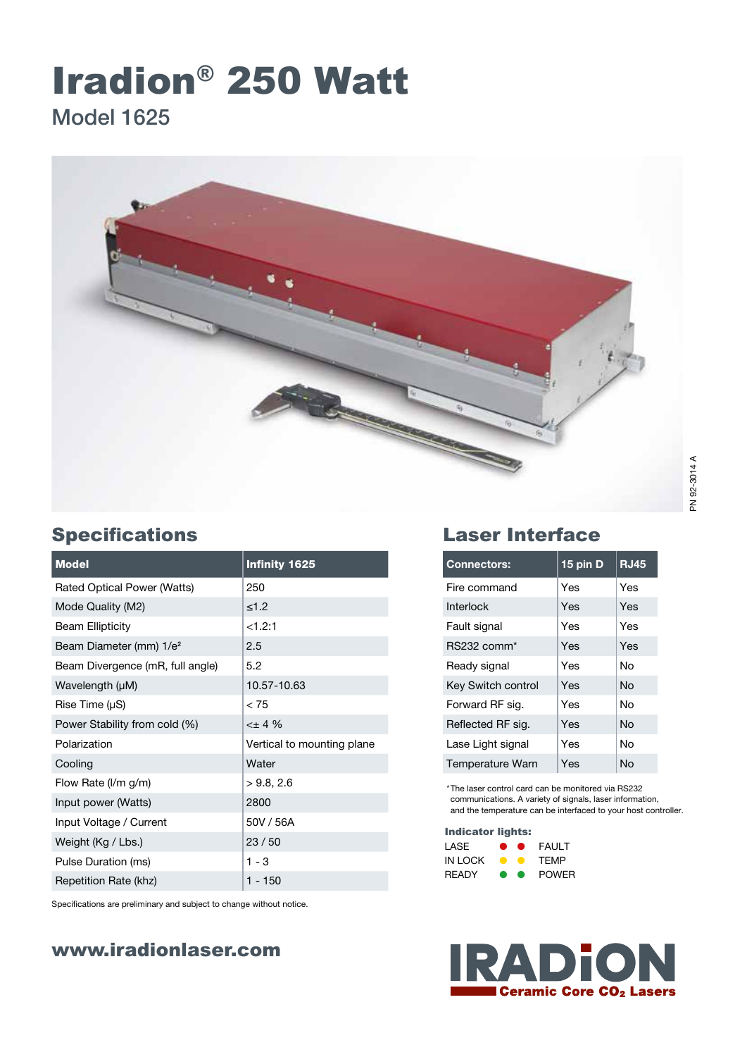# Iradion® 250 Watt

Model 1625

## Specifications

| Model | Infinity 1625 |
|---|---|
| Rated Optical Power (Watts) | 250 |
| Mode Quality (M2) | ≤1.2 |
| Beam Ellipticity | <1.2:1 |
| Beam Diameter (mm) 1/e² | 2.5 |
| Beam Divergence (mR, full angle) | 5.2 |
| Wavelength (µM) | 10.57-10.63 |
| Rise Time (µS) | < 75 |
| Power Stability from cold (%) | <± 4 % |
| Polarization | Vertical to mounting plane |
| Cooling | Water |
| Flow Rate (l/m g/m) | > 9.8, 2.6 |
| Input power (Watts) | 2800 |
| Input Voltage / Current | 50V / 56A |
| Weight (Kg / Lbs.) | 23 / 50 |
| Pulse Duration (ms) | 1 - 3 |
| Repetition Rate (khz) | 1 - 150 |

Specifications are preliminary and subject to change without notice.

## Laser Interface

| Connectors: | 15 pin D | RJ45 |
|---|---|---|
| Fire command | Yes | Yes |
| Interlock | Yes | Yes |
| Fault signal | Yes | Yes |
| RS232 comm* | Yes | Yes |
| Ready signal | Yes | No |
| Key Switch control | Yes | No |
| Forward RF sig. | Yes | No |
| Reflected RF sig. | Yes | No |
| Lase Light signal | Yes | No |
| Temperature Warn | Yes | No |

*The laser control card can be monitored via RS232 communications. A variety of signals, laser information, and the temperature can be interfaced to your host controller.

**Indicator lights:**

| | |
|---|---|
| LASE | FAULT |
| IN LOCK | TEMP |
| READY | POWER |

**www.iradionlaser.com**

IRADION Ceramic Core $CO_2$ Lasers

PN 92-3014 A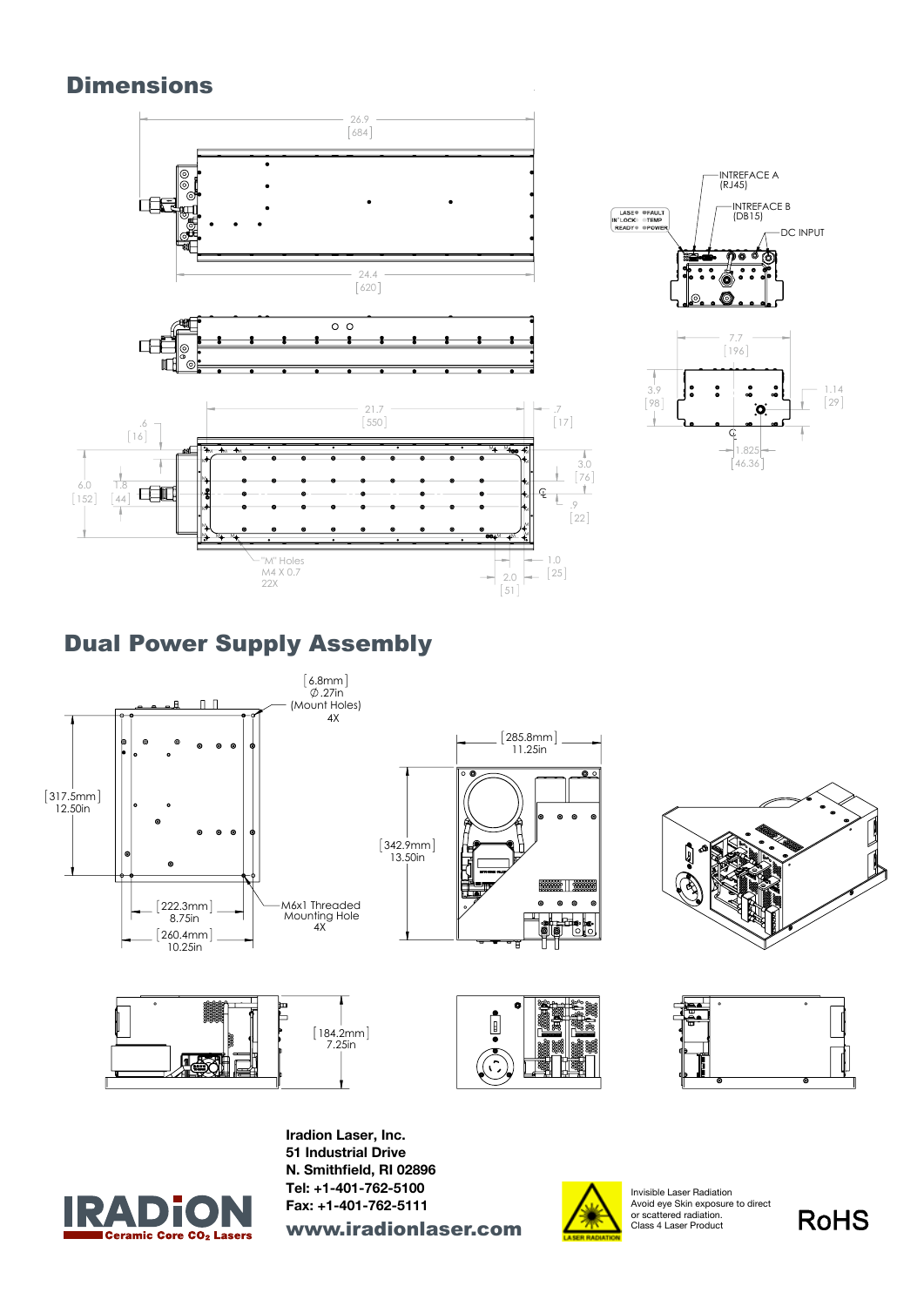## Dimensions

26.9
[684]

24.4
[620]

INTREFACE A
(RJ45)

INTREFACE B
(DB15)

DC INPUT

LASER FAULT
INTERLOCK TEMP
READY POWER

7.7
[196]

3.9
[98]

1.14
[29]

1.825
[46.36]

.6
[16]

21.7
[550]

.7
[17]

6.0
[152]

1.8
[44]

3.0
[76]

.9
[22]

"M" Holes
M4 X 0.7
22X

1.0
[25]

2.0
[51]

## Dual Power Supply Assembly

[6.8mm]
Ø .27in
(Mount Holes)
4X

[317.5mm]
12.50in

[222.3mm]
8.75in

[260.4mm]
10.25in

M6x1 Threaded
Mounting Hole
4X

[285.8mm]
11.25in

[342.9mm]
13.50in

[184.2mm]
7.25in

**Iradion Laser, Inc.**
**51 Industrial Drive**
**N. Smithfield, RI 02896**
**Tel: +1-401-762-5100**
**Fax: +1-401-762-5111**
**www.iradionlaser.com**

IRADION
Ceramic Core $CO_2$ Lasers

LASER RADIATION

Invisible Laser Radiation
Avoid eye Skin exposure to direct or scattered radiation.
Class 4 Laser Product

RoHS